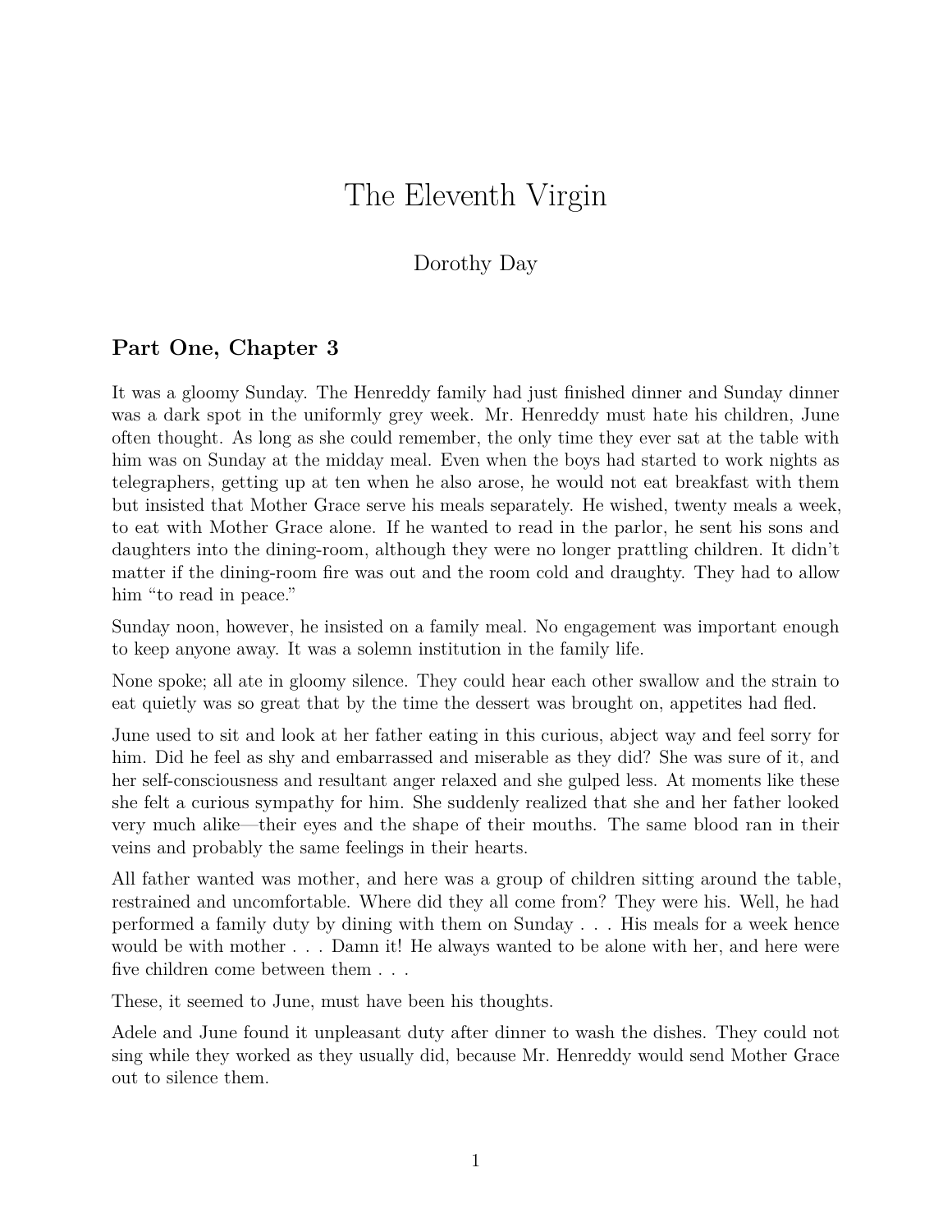# The Eleventh Virgin

Dorothy Day

## Part One, Chapter 3

It was a gloomy Sunday. The Henreddy family had just finished dinner and Sunday dinner was a dark spot in the uniformly grey week. Mr. Henreddy must hate his children, June often thought. As long as she could remember, the only time they ever sat at the table with him was on Sunday at the midday meal. Even when the boys had started to work nights as telegraphers, getting up at ten when he also arose, he would not eat breakfast with them but insisted that Mother Grace serve his meals separately. He wished, twenty meals a week, to eat with Mother Grace alone. If he wanted to read in the parlor, he sent his sons and daughters into the dining-room, although they were no longer prattling children. It didn't matter if the dining-room fire was out and the room cold and draughty. They had to allow him "to read in peace."

Sunday noon, however, he insisted on a family meal. No engagement was important enough to keep anyone away. It was a solemn institution in the family life.

None spoke; all ate in gloomy silence. They could hear each other swallow and the strain to eat quietly was so great that by the time the dessert was brought on, appetites had fled.

June used to sit and look at her father eating in this curious, abject way and feel sorry for him. Did he feel as shy and embarrassed and miserable as they did? She was sure of it, and her self-consciousness and resultant anger relaxed and she gulped less. At moments like these she felt a curious sympathy for him. She suddenly realized that she and her father looked very much alike—their eyes and the shape of their mouths. The same blood ran in their veins and probably the same feelings in their hearts.

All father wanted was mother, and here was a group of children sitting around the table, restrained and uncomfortable. Where did they all come from? They were his. Well, he had performed a family duty by dining with them on Sunday . . . His meals for a week hence would be with mother . . . Damn it! He always wanted to be alone with her, and here were five children come between them . . .

These, it seemed to June, must have been his thoughts.

Adele and June found it unpleasant duty after dinner to wash the dishes. They could not sing while they worked as they usually did, because Mr. Henreddy would send Mother Grace out to silence them.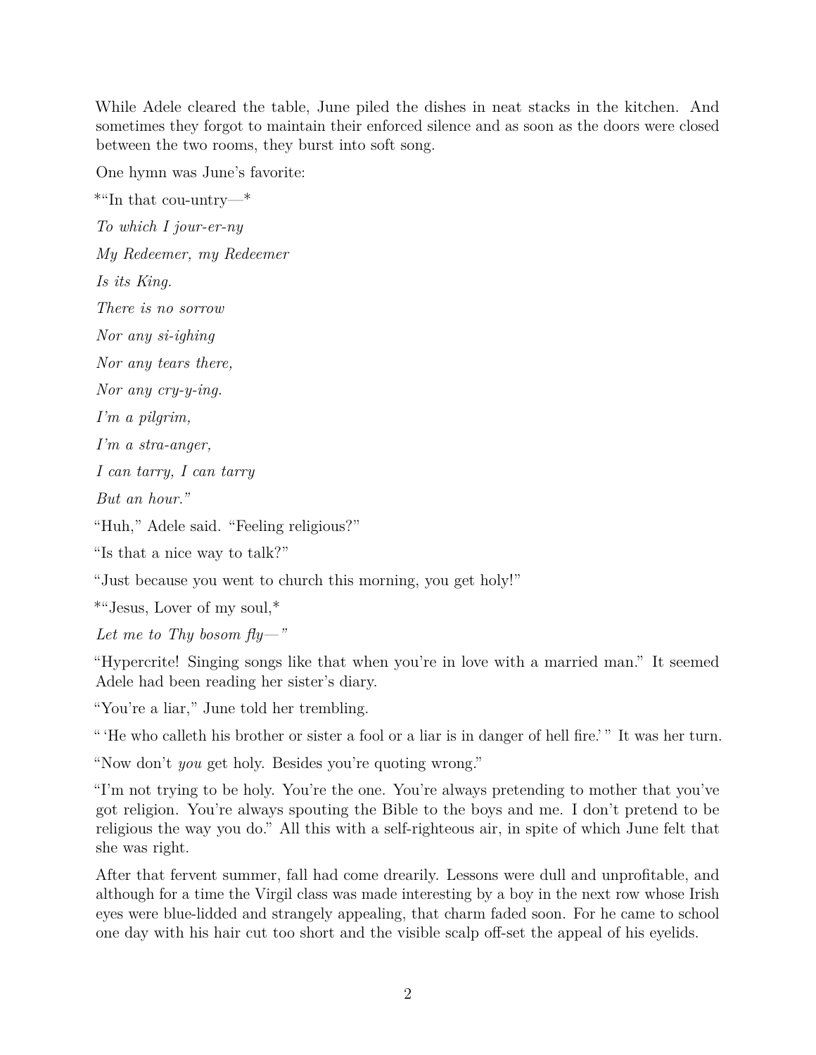While Adele cleared the table, June piled the dishes in neat stacks in the kitchen. And sometimes they forgot to maintain their enforced silence and as soon as the doors were closed between the two rooms, they burst into soft song.

One hymn was June's favorite:

*"In that cou-untry—*

*To which I jour-er-ny*

*My Redeemer, my Redeemer*

*Is its King.*

*There is no sorrow*

*Nor any si-ighing*

*Nor any tears there,*

*Nor any cry-y-ing.*

*I'm a pilgrim,*

*I'm a stra-anger,*

*I can tarry, I can tarry*

*But an hour."*

"Huh," Adele said. "Feeling religious?"

"Is that a nice way to talk?"

"Just because you went to church this morning, you get holy!"

*"Jesus, Lover of my soul,*

*Let me to Thy bosom fly—"*

"Hypercrite! Singing songs like that when you're in love with a married man." It seemed Adele had been reading her sister's diary.

"You're a liar," June told her trembling.

" 'He who calleth his brother or sister a fool or a liar is in danger of hell fire.' " It was her turn.

"Now don't *you* get holy. Besides you're quoting wrong."

"I'm not trying to be holy. You're the one. You're always pretending to mother that you've got religion. You're always spouting the Bible to the boys and me. I don't pretend to be religious the way you do." All this with a self-righteous air, in spite of which June felt that she was right.

After that fervent summer, fall had come drearily. Lessons were dull and unprofitable, and although for a time the Virgil class was made interesting by a boy in the next row whose Irish eyes were blue-lidded and strangely appealing, that charm faded soon. For he came to school one day with his hair cut too short and the visible scalp off-set the appeal of his eyelids.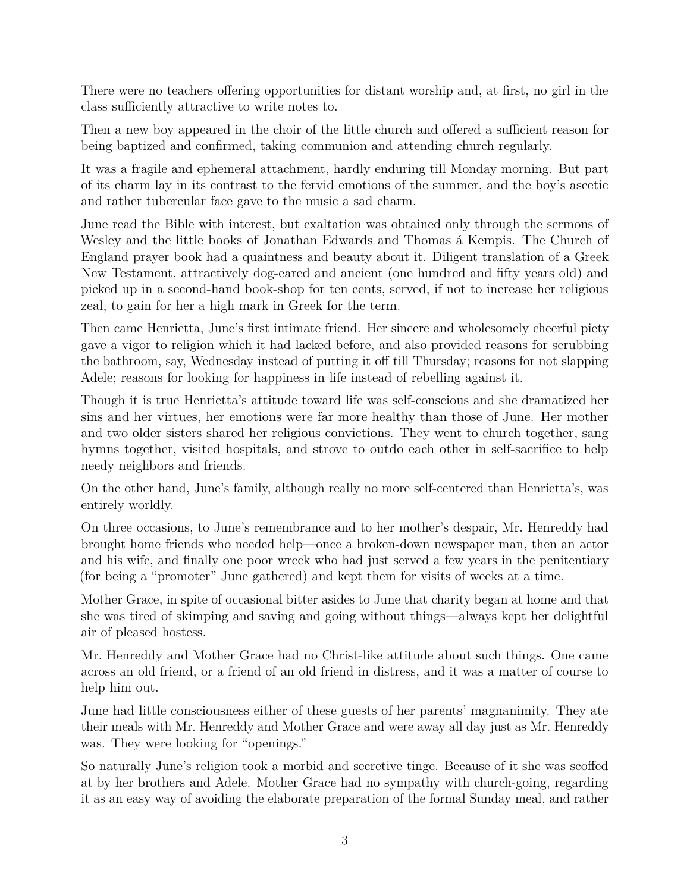There were no teachers offering opportunities for distant worship and, at first, no girl in the class sufficiently attractive to write notes to.

Then a new boy appeared in the choir of the little church and offered a sufficient reason for being baptized and confirmed, taking communion and attending church regularly.

It was a fragile and ephemeral attachment, hardly enduring till Monday morning. But part of its charm lay in its contrast to the fervid emotions of the summer, and the boy's ascetic and rather tubercular face gave to the music a sad charm.

June read the Bible with interest, but exaltation was obtained only through the sermons of Wesley and the little books of Jonathan Edwards and Thomas á Kempis. The Church of England prayer book had a quaintness and beauty about it. Diligent translation of a Greek New Testament, attractively dog-eared and ancient (one hundred and fifty years old) and picked up in a second-hand book-shop for ten cents, served, if not to increase her religious zeal, to gain for her a high mark in Greek for the term.

Then came Henrietta, June's first intimate friend. Her sincere and wholesomely cheerful piety gave a vigor to religion which it had lacked before, and also provided reasons for scrubbing the bathroom, say, Wednesday instead of putting it off till Thursday; reasons for not slapping Adele; reasons for looking for happiness in life instead of rebelling against it.

Though it is true Henrietta's attitude toward life was self-conscious and she dramatized her sins and her virtues, her emotions were far more healthy than those of June. Her mother and two older sisters shared her religious convictions. They went to church together, sang hymns together, visited hospitals, and strove to outdo each other in self-sacrifice to help needy neighbors and friends.

On the other hand, June's family, although really no more self-centered than Henrietta's, was entirely worldly.

On three occasions, to June's remembrance and to her mother's despair, Mr. Henreddy had brought home friends who needed help—once a broken-down newspaper man, then an actor and his wife, and finally one poor wreck who had just served a few years in the penitentiary (for being a "promoter" June gathered) and kept them for visits of weeks at a time.

Mother Grace, in spite of occasional bitter asides to June that charity began at home and that she was tired of skimping and saving and going without things—always kept her delightful air of pleased hostess.

Mr. Henreddy and Mother Grace had no Christ-like attitude about such things. One came across an old friend, or a friend of an old friend in distress, and it was a matter of course to help him out.

June had little consciousness either of these guests of her parents' magnanimity. They ate their meals with Mr. Henreddy and Mother Grace and were away all day just as Mr. Henreddy was. They were looking for "openings."

So naturally June's religion took a morbid and secretive tinge. Because of it she was scoffed at by her brothers and Adele. Mother Grace had no sympathy with church-going, regarding it as an easy way of avoiding the elaborate preparation of the formal Sunday meal, and rather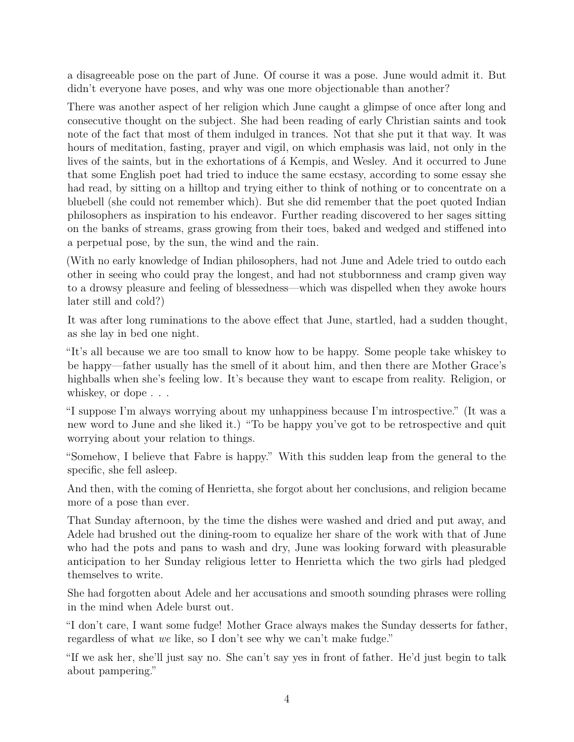a disagreeable pose on the part of June. Of course it was a pose. June would admit it. But didn't everyone have poses, and why was one more objectionable than another?

There was another aspect of her religion which June caught a glimpse of once after long and consecutive thought on the subject. She had been reading of early Christian saints and took note of the fact that most of them indulged in trances. Not that she put it that way. It was hours of meditation, fasting, prayer and vigil, on which emphasis was laid, not only in the lives of the saints, but in the exhortations of á Kempis, and Wesley. And it occurred to June that some English poet had tried to induce the same ecstasy, according to some essay she had read, by sitting on a hilltop and trying either to think of nothing or to concentrate on a bluebell (she could not remember which). But she did remember that the poet quoted Indian philosophers as inspiration to his endeavor. Further reading discovered to her sages sitting on the banks of streams, grass growing from their toes, baked and wedged and stiffened into a perpetual pose, by the sun, the wind and the rain.

(With no early knowledge of Indian philosophers, had not June and Adele tried to outdo each other in seeing who could pray the longest, and had not stubbornness and cramp given way to a drowsy pleasure and feeling of blessedness—which was dispelled when they awoke hours later still and cold?)

It was after long ruminations to the above effect that June, startled, had a sudden thought, as she lay in bed one night.

"It's all because we are too small to know how to be happy. Some people take whiskey to be happy—father usually has the smell of it about him, and then there are Mother Grace's highballs when she's feeling low. It's because they want to escape from reality. Religion, or whiskey, or dope . . .

"I suppose I'm always worrying about my unhappiness because I'm introspective." (It was a new word to June and she liked it.) "To be happy you've got to be retrospective and quit worrying about your relation to things.

"Somehow, I believe that Fabre is happy." With this sudden leap from the general to the specific, she fell asleep.

And then, with the coming of Henrietta, she forgot about her conclusions, and religion became more of a pose than ever.

That Sunday afternoon, by the time the dishes were washed and dried and put away, and Adele had brushed out the dining-room to equalize her share of the work with that of June who had the pots and pans to wash and dry, June was looking forward with pleasurable anticipation to her Sunday religious letter to Henrietta which the two girls had pledged themselves to write.

She had forgotten about Adele and her accusations and smooth sounding phrases were rolling in the mind when Adele burst out.

"I don't care, I want some fudge! Mother Grace always makes the Sunday desserts for father, regardless of what *we* like, so I don't see why we can't make fudge."

"If we ask her, she'll just say no. She can't say yes in front of father. He'd just begin to talk about pampering."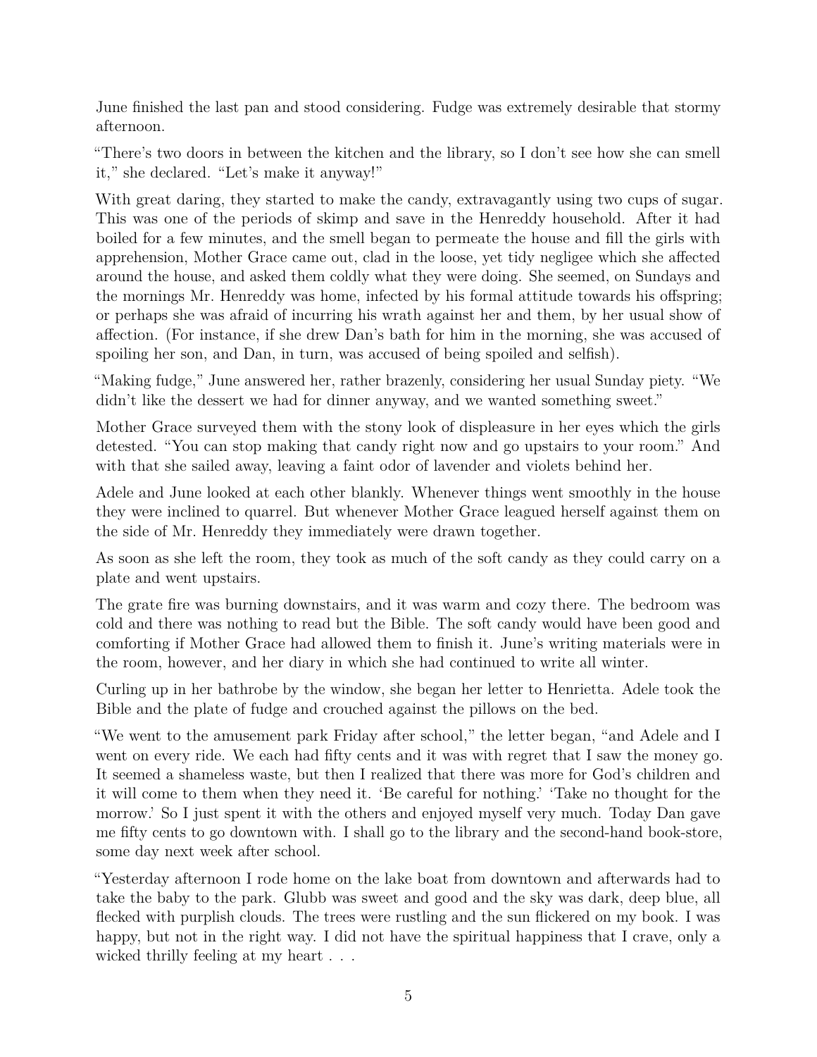June finished the last pan and stood considering. Fudge was extremely desirable that stormy afternoon.

"There's two doors in between the kitchen and the library, so I don't see how she can smell it," she declared. "Let's make it anyway!"

With great daring, they started to make the candy, extravagantly using two cups of sugar. This was one of the periods of skimp and save in the Henreddy household. After it had boiled for a few minutes, and the smell began to permeate the house and fill the girls with apprehension, Mother Grace came out, clad in the loose, yet tidy negligee which she affected around the house, and asked them coldly what they were doing. She seemed, on Sundays and the mornings Mr. Henreddy was home, infected by his formal attitude towards his offspring; or perhaps she was afraid of incurring his wrath against her and them, by her usual show of affection. (For instance, if she drew Dan's bath for him in the morning, she was accused of spoiling her son, and Dan, in turn, was accused of being spoiled and selfish).

"Making fudge," June answered her, rather brazenly, considering her usual Sunday piety. "We didn't like the dessert we had for dinner anyway, and we wanted something sweet."

Mother Grace surveyed them with the stony look of displeasure in her eyes which the girls detested. "You can stop making that candy right now and go upstairs to your room." And with that she sailed away, leaving a faint odor of lavender and violets behind her.

Adele and June looked at each other blankly. Whenever things went smoothly in the house they were inclined to quarrel. But whenever Mother Grace leagued herself against them on the side of Mr. Henreddy they immediately were drawn together.

As soon as she left the room, they took as much of the soft candy as they could carry on a plate and went upstairs.

The grate fire was burning downstairs, and it was warm and cozy there. The bedroom was cold and there was nothing to read but the Bible. The soft candy would have been good and comforting if Mother Grace had allowed them to finish it. June's writing materials were in the room, however, and her diary in which she had continued to write all winter.

Curling up in her bathrobe by the window, she began her letter to Henrietta. Adele took the Bible and the plate of fudge and crouched against the pillows on the bed.

"We went to the amusement park Friday after school," the letter began, "and Adele and I went on every ride. We each had fifty cents and it was with regret that I saw the money go. It seemed a shameless waste, but then I realized that there was more for God's children and it will come to them when they need it. 'Be careful for nothing.' 'Take no thought for the morrow.' So I just spent it with the others and enjoyed myself very much. Today Dan gave me fifty cents to go downtown with. I shall go to the library and the second-hand book-store, some day next week after school.

"Yesterday afternoon I rode home on the lake boat from downtown and afterwards had to take the baby to the park. Glubb was sweet and good and the sky was dark, deep blue, all flecked with purplish clouds. The trees were rustling and the sun flickered on my book. I was happy, but not in the right way. I did not have the spiritual happiness that I crave, only a wicked thrilly feeling at my heart . . .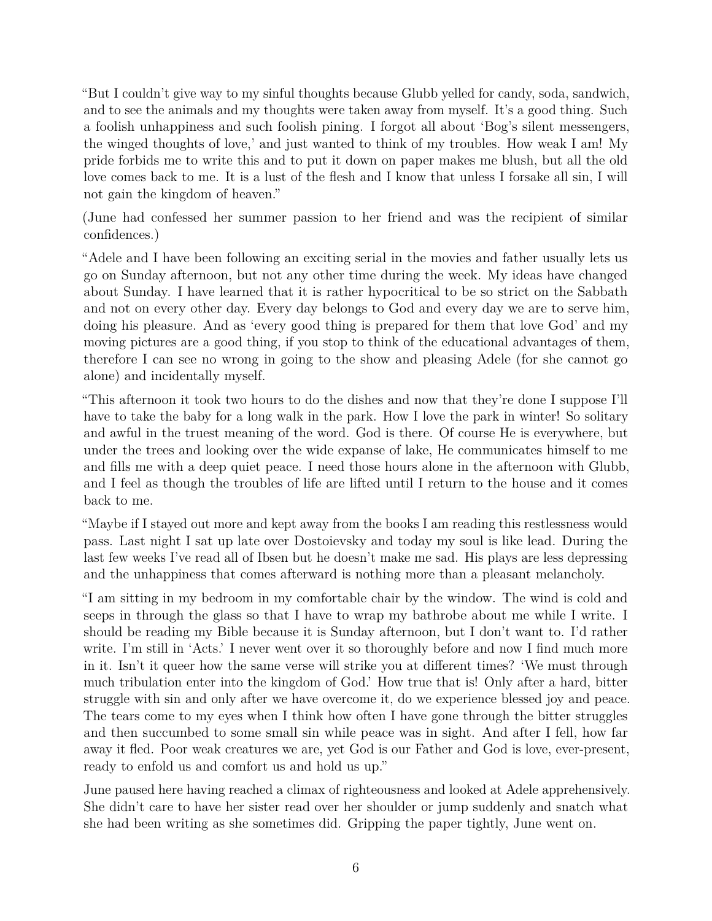"But I couldn't give way to my sinful thoughts because Glubb yelled for candy, soda, sandwich, and to see the animals and my thoughts were taken away from myself. It's a good thing. Such a foolish unhappiness and such foolish pining. I forgot all about 'Bog's silent messengers, the winged thoughts of love,' and just wanted to think of my troubles. How weak I am! My pride forbids me to write this and to put it down on paper makes me blush, but all the old love comes back to me. It is a lust of the flesh and I know that unless I forsake all sin, I will not gain the kingdom of heaven."

(June had confessed her summer passion to her friend and was the recipient of similar confidences.)

"Adele and I have been following an exciting serial in the movies and father usually lets us go on Sunday afternoon, but not any other time during the week. My ideas have changed about Sunday. I have learned that it is rather hypocritical to be so strict on the Sabbath and not on every other day. Every day belongs to God and every day we are to serve him, doing his pleasure. And as 'every good thing is prepared for them that love God' and my moving pictures are a good thing, if you stop to think of the educational advantages of them, therefore I can see no wrong in going to the show and pleasing Adele (for she cannot go alone) and incidentally myself.

"This afternoon it took two hours to do the dishes and now that they're done I suppose I'll have to take the baby for a long walk in the park. How I love the park in winter! So solitary and awful in the truest meaning of the word. God is there. Of course He is everywhere, but under the trees and looking over the wide expanse of lake, He communicates himself to me and fills me with a deep quiet peace. I need those hours alone in the afternoon with Glubb, and I feel as though the troubles of life are lifted until I return to the house and it comes back to me.

"Maybe if I stayed out more and kept away from the books I am reading this restlessness would pass. Last night I sat up late over Dostoievsky and today my soul is like lead. During the last few weeks I've read all of Ibsen but he doesn't make me sad. His plays are less depressing and the unhappiness that comes afterward is nothing more than a pleasant melancholy.

"I am sitting in my bedroom in my comfortable chair by the window. The wind is cold and seeps in through the glass so that I have to wrap my bathrobe about me while I write. I should be reading my Bible because it is Sunday afternoon, but I don't want to. I'd rather write. I'm still in 'Acts.' I never went over it so thoroughly before and now I find much more in it. Isn't it queer how the same verse will strike you at different times? 'We must through much tribulation enter into the kingdom of God.' How true that is! Only after a hard, bitter struggle with sin and only after we have overcome it, do we experience blessed joy and peace. The tears come to my eyes when I think how often I have gone through the bitter struggles and then succumbed to some small sin while peace was in sight. And after I fell, how far away it fled. Poor weak creatures we are, yet God is our Father and God is love, ever-present, ready to enfold us and comfort us and hold us up."

June paused here having reached a climax of righteousness and looked at Adele apprehensively. She didn't care to have her sister read over her shoulder or jump suddenly and snatch what she had been writing as she sometimes did. Gripping the paper tightly, June went on.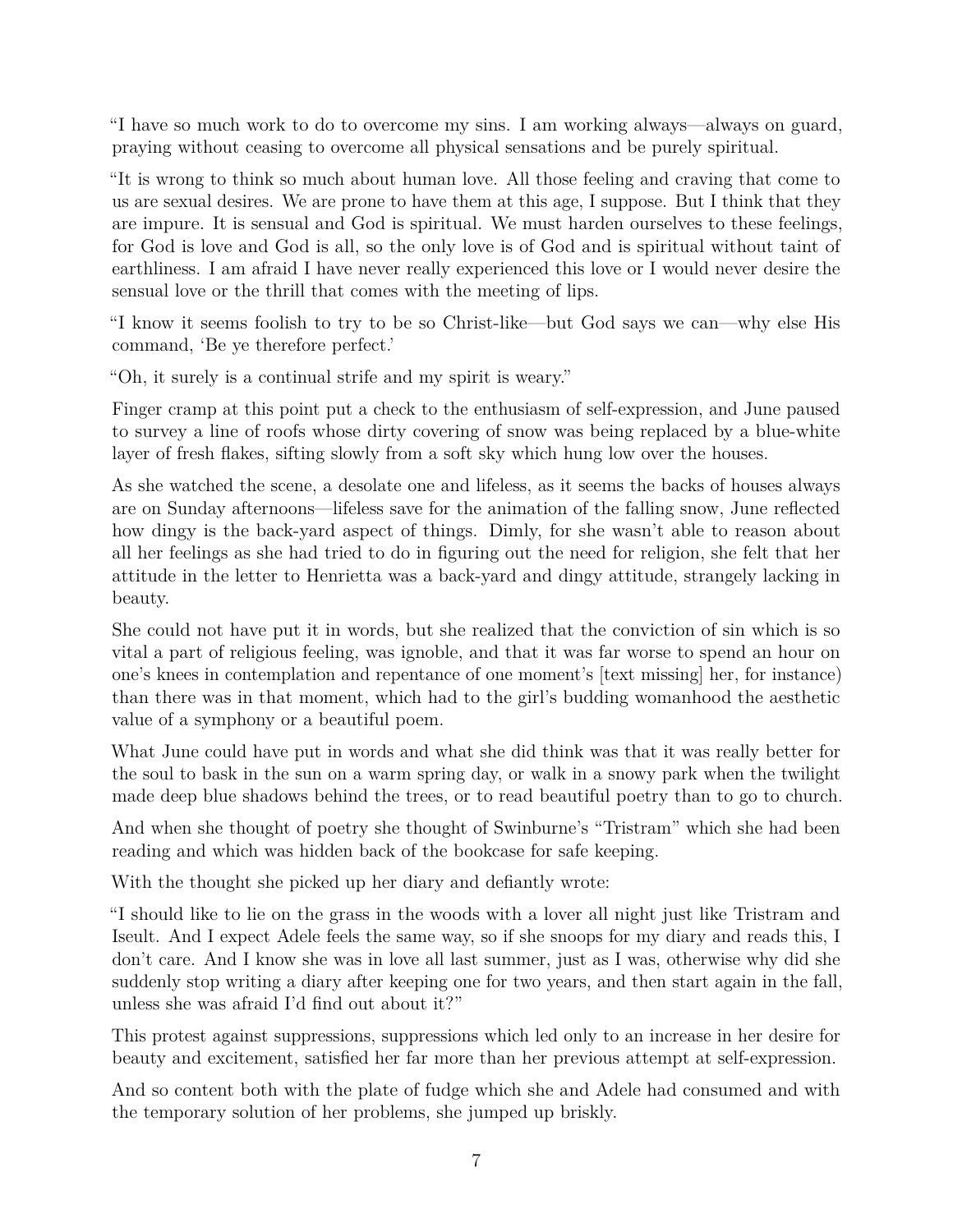"I have so much work to do to overcome my sins. I am working always—always on guard, praying without ceasing to overcome all physical sensations and be purely spiritual.

"It is wrong to think so much about human love. All those feeling and craving that come to us are sexual desires. We are prone to have them at this age, I suppose. But I think that they are impure. It is sensual and God is spiritual. We must harden ourselves to these feelings, for God is love and God is all, so the only love is of God and is spiritual without taint of earthliness. I am afraid I have never really experienced this love or I would never desire the sensual love or the thrill that comes with the meeting of lips.

"I know it seems foolish to try to be so Christ-like—but God says we can—why else His command, 'Be ye therefore perfect.'

"Oh, it surely is a continual strife and my spirit is weary."

Finger cramp at this point put a check to the enthusiasm of self-expression, and June paused to survey a line of roofs whose dirty covering of snow was being replaced by a blue-white layer of fresh flakes, sifting slowly from a soft sky which hung low over the houses.

As she watched the scene, a desolate one and lifeless, as it seems the backs of houses always are on Sunday afternoons—lifeless save for the animation of the falling snow, June reflected how dingy is the back-yard aspect of things. Dimly, for she wasn't able to reason about all her feelings as she had tried to do in figuring out the need for religion, she felt that her attitude in the letter to Henrietta was a back-yard and dingy attitude, strangely lacking in beauty.

She could not have put it in words, but she realized that the conviction of sin which is so vital a part of religious feeling, was ignoble, and that it was far worse to spend an hour on one's knees in contemplation and repentance of one moment's [text missing] her, for instance) than there was in that moment, which had to the girl's budding womanhood the aesthetic value of a symphony or a beautiful poem.

What June could have put in words and what she did think was that it was really better for the soul to bask in the sun on a warm spring day, or walk in a snowy park when the twilight made deep blue shadows behind the trees, or to read beautiful poetry than to go to church.

And when she thought of poetry she thought of Swinburne's "Tristram" which she had been reading and which was hidden back of the bookcase for safe keeping.

With the thought she picked up her diary and defiantly wrote:

"I should like to lie on the grass in the woods with a lover all night just like Tristram and Iseult. And I expect Adele feels the same way, so if she snoops for my diary and reads this, I don't care. And I know she was in love all last summer, just as I was, otherwise why did she suddenly stop writing a diary after keeping one for two years, and then start again in the fall, unless she was afraid I'd find out about it?"

This protest against suppressions, suppressions which led only to an increase in her desire for beauty and excitement, satisfied her far more than her previous attempt at self-expression.

And so content both with the plate of fudge which she and Adele had consumed and with the temporary solution of her problems, she jumped up briskly.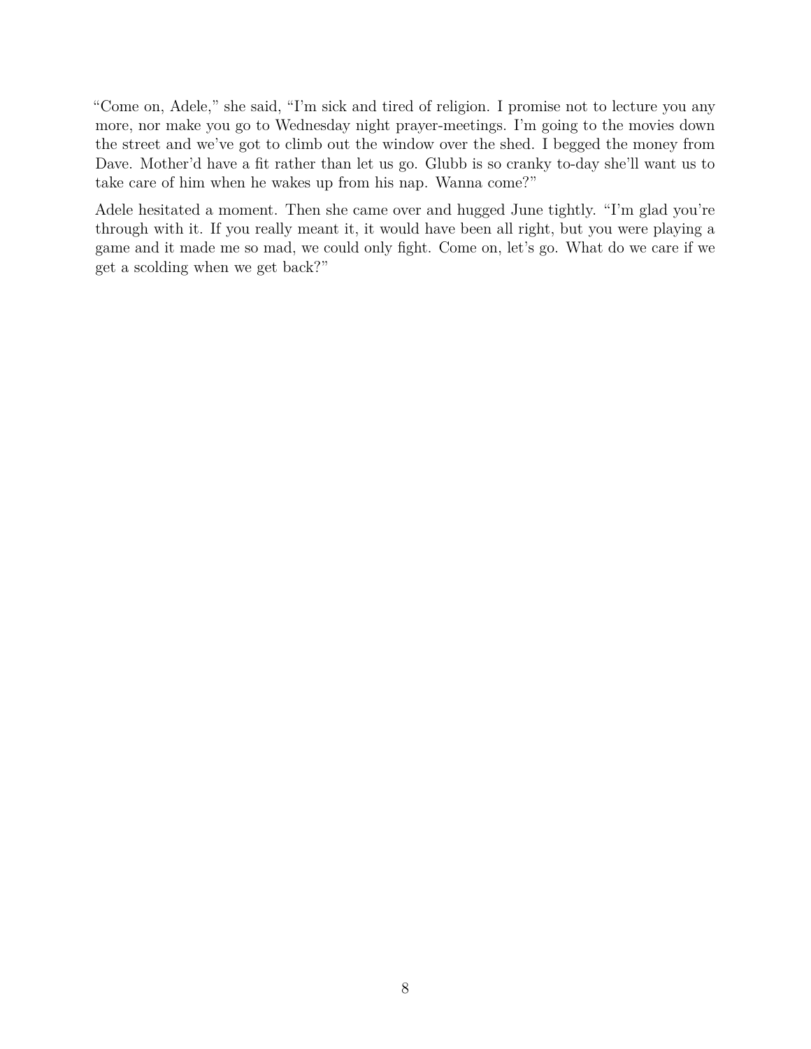"Come on, Adele," she said, "I'm sick and tired of religion. I promise not to lecture you any more, nor make you go to Wednesday night prayer-meetings. I'm going to the movies down the street and we've got to climb out the window over the shed. I begged the money from Dave. Mother'd have a fit rather than let us go. Glubb is so cranky to-day she'll want us to take care of him when he wakes up from his nap. Wanna come?"

Adele hesitated a moment. Then she came over and hugged June tightly. "I'm glad you're through with it. If you really meant it, it would have been all right, but you were playing a game and it made me so mad, we could only fight. Come on, let's go. What do we care if we get a scolding when we get back?"